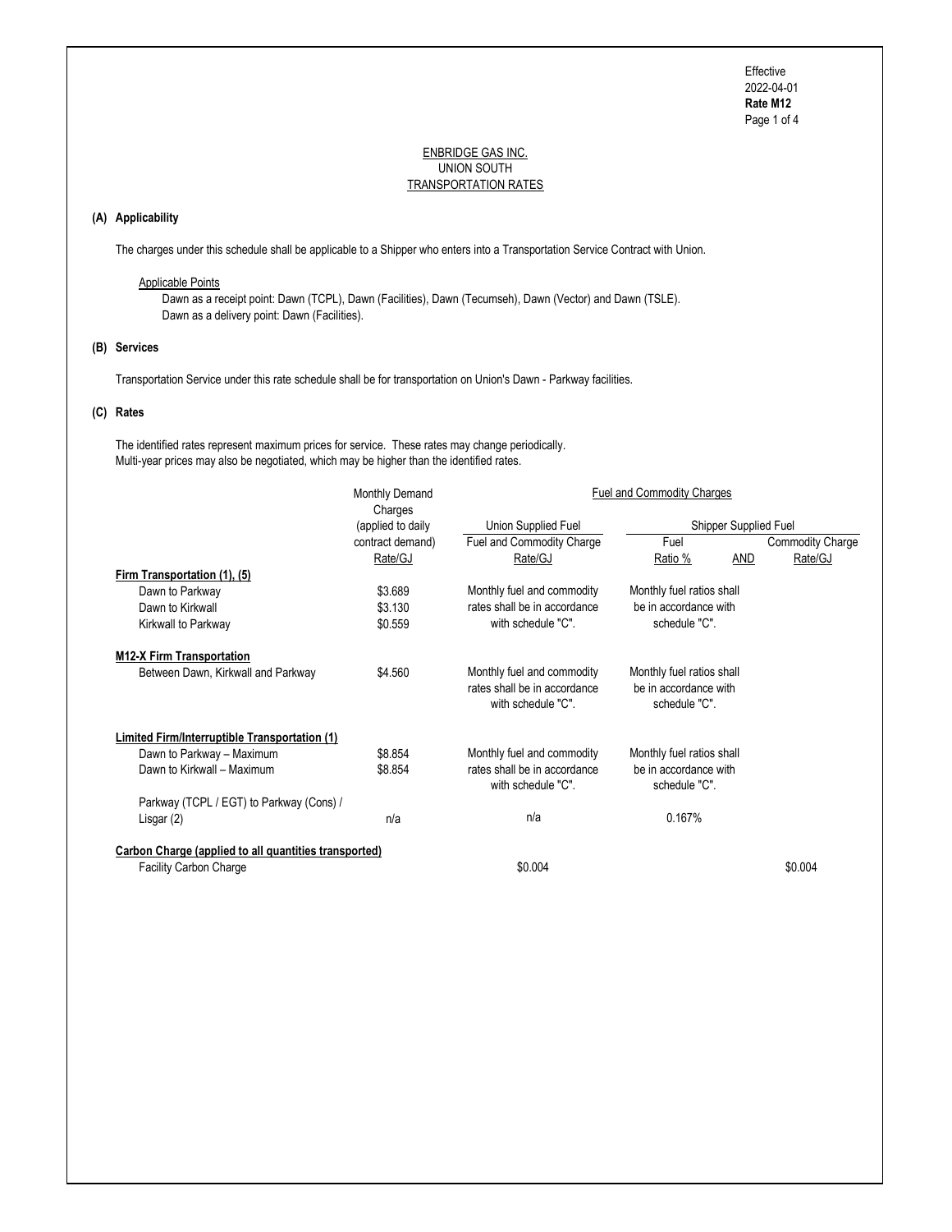Effective
2022-04-01
**Rate M12**

ENBRIDGE GAS INC.
UNION SOUTH
TRANSPORTATION RATES

**(A) Applicability**

The charges under this schedule shall be applicable to a Shipper who enters into a Transportation Service Contract with Union.

Applicable Points
Dawn as a receipt point: Dawn (TCPL), Dawn (Facilities), Dawn (Tecumseh), Dawn (Vector) and Dawn (TSLE).
Dawn as a delivery point: Dawn (Facilities).

**(B) Services**

Transportation Service under this rate schedule shall be for transportation on Union's Dawn - Parkway facilities.

**(C) Rates**

The identified rates represent maximum prices for service. These rates may change periodically.
Multi-year prices may also be negotiated, which may be higher than the identified rates.

| | Monthly Demand Charges (applied to daily contract demand) | Fuel and Commodity Charges | | | |
|---|---|---|---|---|---|
| | | Union Supplied Fuel | Shipper Supplied Fuel | | |
| | | Fuel and Commodity Charge | Fuel | | Commodity Charge |
| | Rate/GJ | Rate/GJ | Ratio % | AND | Rate/GJ |
| **Firm Transportation (1), (5)** | | | | | |
| Dawn to Parkway | $3.689 | Monthly fuel and commodity rates shall be in accordance with schedule "C". | Monthly fuel ratios shall be in accordance with schedule "C". | | |
| Dawn to Kirkwall | $3.130 | | | | |
| Kirkwall to Parkway | $0.559 | | | | |
| **M12-X Firm Transportation** | | | | | |
| Between Dawn, Kirkwall and Parkway | $4.560 | Monthly fuel and commodity rates shall be in accordance with schedule "C". | Monthly fuel ratios shall be in accordance with schedule "C". | | |
| **Limited Firm/Interruptible Transportation (1)** | | | | | |
| Dawn to Parkway – Maximum | $8.854 | Monthly fuel and commodity rates shall be in accordance with schedule "C". | Monthly fuel ratios shall be in accordance with schedule "C". | | |
| Dawn to Kirkwall – Maximum | $8.854 | | | | |
| Parkway (TCPL / EGT) to Parkway (Cons) / Lisgar (2) | n/a | n/a | 0.167% | | |
| **Carbon Charge (applied to all quantities transported)** | | | | | |
| Facility Carbon Charge | | $0.004 | | | $0.004 |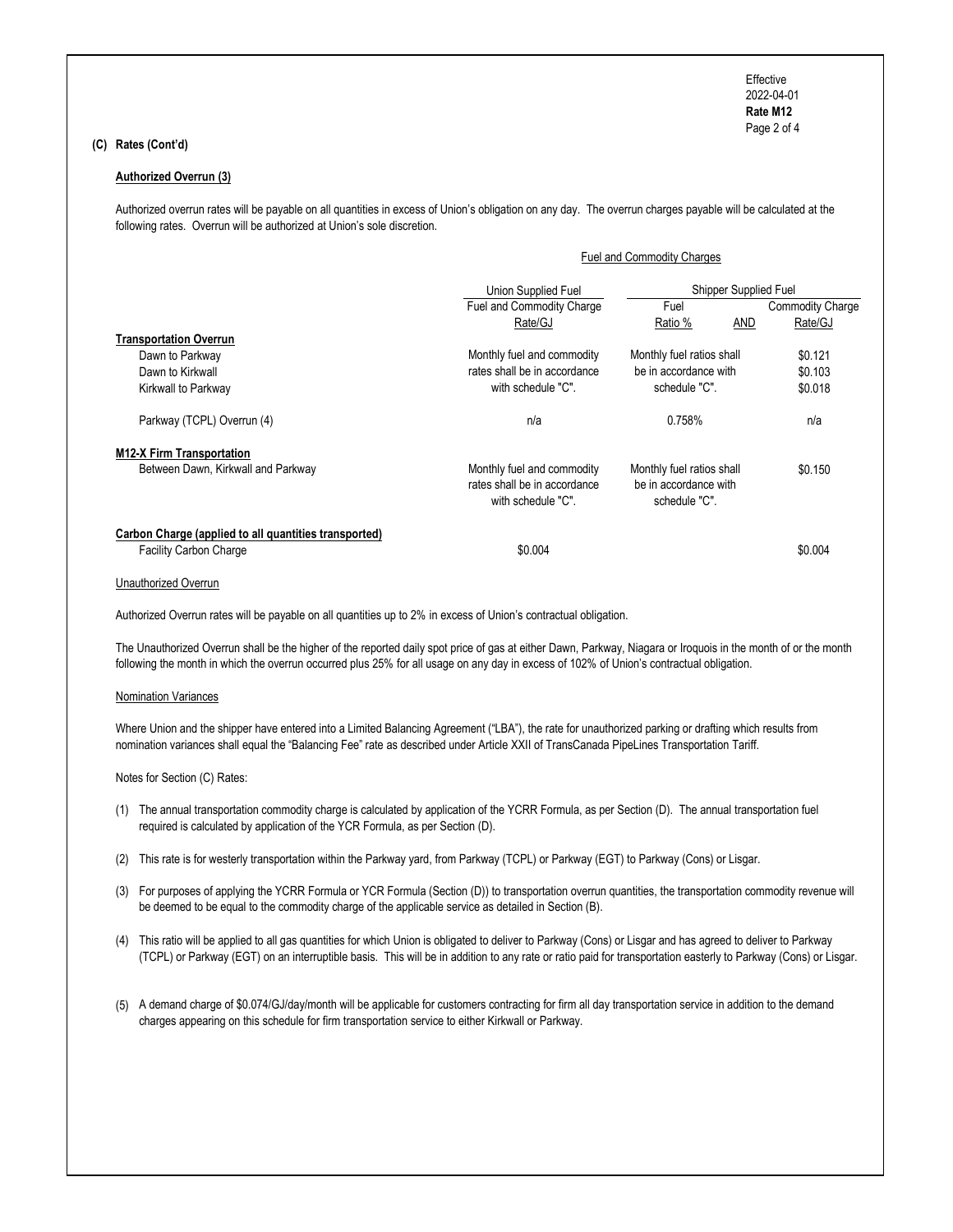Effective
2022-04-01
**Rate M12**

**(C) Rates (Cont'd)**

**Authorized Overrun (3)**

Authorized overrun rates will be payable on all quantities in excess of Union's obligation on any day. The overrun charges payable will be calculated at the following rates. Overrun will be authorized at Union's sole discretion.

| | Fuel and Commodity Charges | | |
|---|---|---|---|
| | Union Supplied Fuel | Shipper Supplied Fuel | |
| | Fuel and Commodity Charge Rate/GJ | Fuel Ratio % AND | Commodity Charge Rate/GJ |
| **Transportation Overrun** | | | |
| Dawn to Parkway | Monthly fuel and commodity rates shall be in accordance with schedule "C". | Monthly fuel ratios shall be in accordance with schedule "C". | $0.121 |
| Dawn to Kirkwall | | | $0.103 |
| Kirkwall to Parkway | | | $0.018 |
| Parkway (TCPL) Overrun (4) | n/a | 0.758% | n/a |
| **M12-X Firm Transportation** | | | |
| Between Dawn, Kirkwall and Parkway | Monthly fuel and commodity rates shall be in accordance with schedule "C". | Monthly fuel ratios shall be in accordance with schedule "C". | $0.150 |
| **Carbon Charge (applied to all quantities transported)** | | | |
| Facility Carbon Charge | $0.004 | | $0.004 |

Unauthorized Overrun

Authorized Overrun rates will be payable on all quantities up to 2% in excess of Union's contractual obligation.

The Unauthorized Overrun shall be the higher of the reported daily spot price of gas at either Dawn, Parkway, Niagara or Iroquois in the month of or the month following the month in which the overrun occurred plus 25% for all usage on any day in excess of 102% of Union's contractual obligation.

Nomination Variances

Where Union and the shipper have entered into a Limited Balancing Agreement ("LBA"), the rate for unauthorized parking or drafting which results from nomination variances shall equal the "Balancing Fee" rate as described under Article XXII of TransCanada PipeLines Transportation Tariff.

Notes for Section (C) Rates:

(1) The annual transportation commodity charge is calculated by application of the YCRR Formula, as per Section (D). The annual transportation fuel required is calculated by application of the YCR Formula, as per Section (D).

(2) This rate is for westerly transportation within the Parkway yard, from Parkway (TCPL) or Parkway (EGT) to Parkway (Cons) or Lisgar.

(3) For purposes of applying the YCRR Formula or YCR Formula (Section (D)) to transportation overrun quantities, the transportation commodity revenue will be deemed to be equal to the commodity charge of the applicable service as detailed in Section (B).

(4) This ratio will be applied to all gas quantities for which Union is obligated to deliver to Parkway (Cons) or Lisgar and has agreed to deliver to Parkway (TCPL) or Parkway (EGT) on an interruptible basis. This will be in addition to any rate or ratio paid for transportation easterly to Parkway (Cons) or Lisgar.

(5) A demand charge of $0.074/GJ/day/month will be applicable for customers contracting for firm all day transportation service in addition to the demand charges appearing on this schedule for firm transportation service to either Kirkwall or Parkway.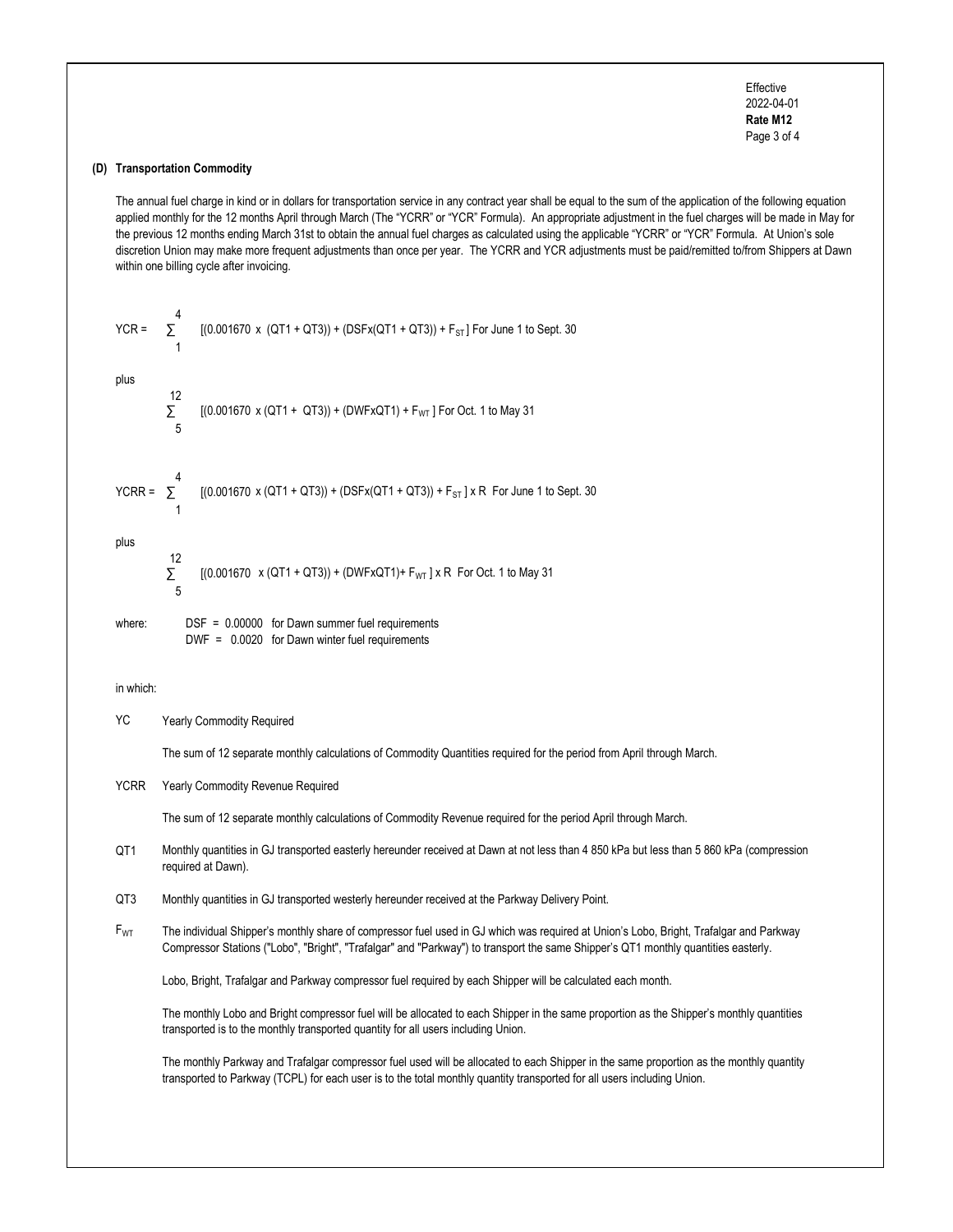### (D) Transportation Commodity

The annual fuel charge in kind or in dollars for transportation service in any contract year shall be equal to the sum of the application of the following equation applied monthly for the 12 months April through March (The "YCRR" or "YCR" Formula). An appropriate adjustment in the fuel charges will be made in May for the previous 12 months ending March 31st to obtain the annual fuel charges as calculated using the applicable "YCRR" or "YCR" Formula. At Union's sole discretion Union may make more frequent adjustments than once per year. The YCRR and YCR adjustments must be paid/remitted to/from Shippers at Dawn within one billing cycle after invoicing.

$$YCR = \sum_{1}^{4} [(0.001670 \times (QT1 + QT3)) + (DSF \times (QT1 + QT3)) + F_{ST}] \text{ For June 1 to Sept. 30}$$

plus

$$\sum_{5}^{12} [(0.001670 \times (QT1 + QT3)) + (DWF \times QT1) + F_{WT}] \text{ For Oct. 1 to May 31}$$

$$YCRR = \sum_{1}^{4} [(0.001670 \times (QT1 + QT3)) + (DSF \times (QT1 + QT3)) + F_{ST}] \times R \text{ For June 1 to Sept. 30}$$

plus

$$\sum_{5}^{12} [(0.001670 \times (QT1 + QT3)) + (DWF \times QT1) + F_{WT}] \times R \text{ For Oct. 1 to May 31}$$

where: DSF = 0.00000 for Dawn summer fuel requirements
DWF = 0.0020 for Dawn winter fuel requirements

in which:

**YC** Yearly Commodity Required

The sum of 12 separate monthly calculations of Commodity Quantities required for the period from April through March.

**YCRR** Yearly Commodity Revenue Required

The sum of 12 separate monthly calculations of Commodity Revenue required for the period April through March.

**QT1** Monthly quantities in GJ transported easterly hereunder received at Dawn at not less than 4 850 kPa but less than 5 860 kPa (compression required at Dawn).

**QT3** Monthly quantities in GJ transported westerly hereunder received at the Parkway Delivery Point.

**$F_{WT}$** The individual Shipper's monthly share of compressor fuel used in GJ which was required at Union's Lobo, Bright, Trafalgar and Parkway Compressor Stations ("Lobo", "Bright", "Trafalgar" and "Parkway") to transport the same Shipper's QT1 monthly quantities easterly.

Lobo, Bright, Trafalgar and Parkway compressor fuel required by each Shipper will be calculated each month.

The monthly Lobo and Bright compressor fuel will be allocated to each Shipper in the same proportion as the Shipper's monthly quantities transported is to the monthly transported quantity for all users including Union.

The monthly Parkway and Trafalgar compressor fuel used will be allocated to each Shipper in the same proportion as the monthly quantity transported to Parkway (TCPL) for each user is to the total monthly quantity transported for all users including Union.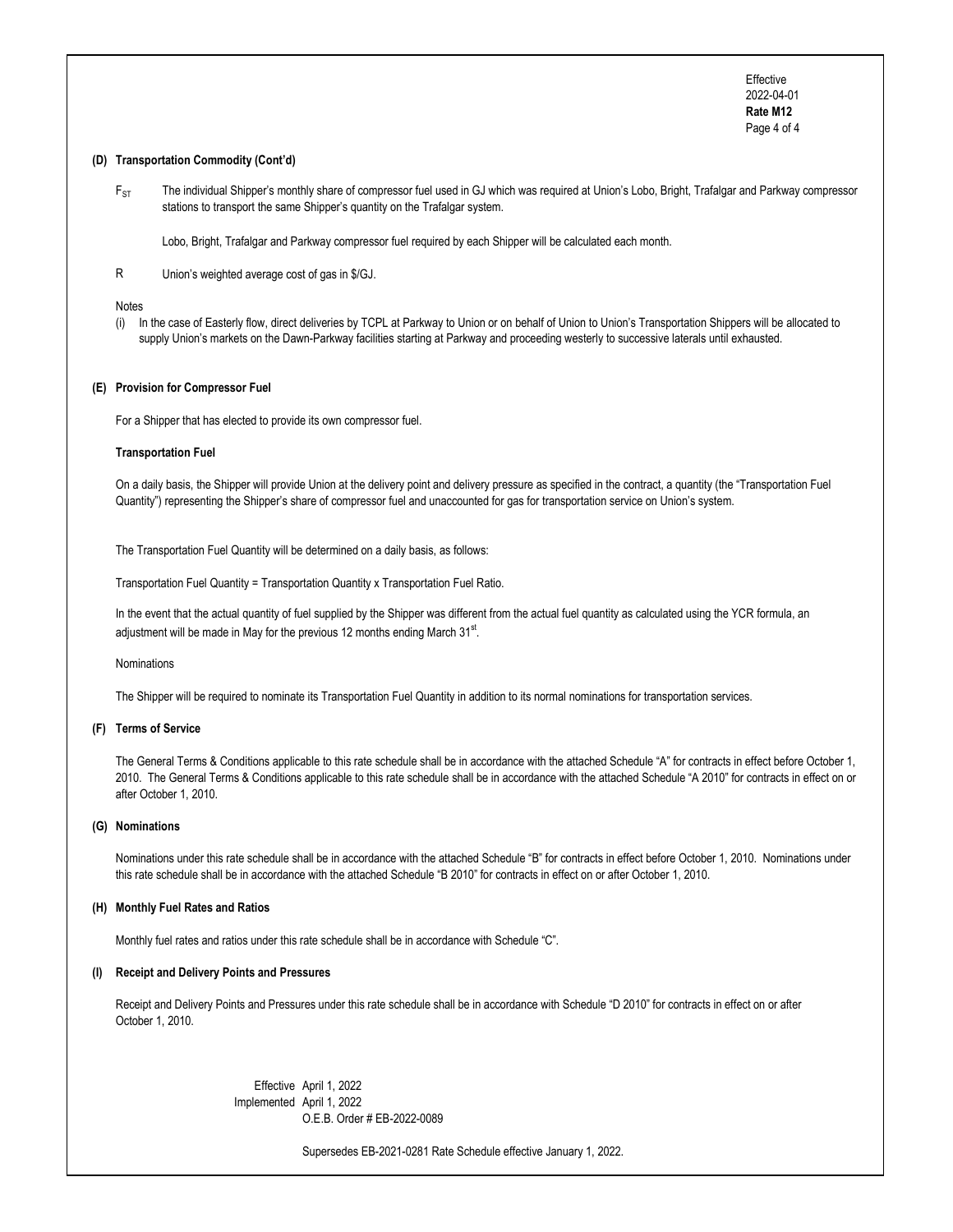### (D) Transportation Commodity (Cont'd)

$F_{ST}$ The individual Shipper's monthly share of compressor fuel used in GJ which was required at Union's Lobo, Bright, Trafalgar and Parkway compressor stations to transport the same Shipper's quantity on the Trafalgar system.

Lobo, Bright, Trafalgar and Parkway compressor fuel required by each Shipper will be calculated each month.

R Union's weighted average cost of gas in \$/GJ.

Notes

(i) In the case of Easterly flow, direct deliveries by TCPL at Parkway to Union or on behalf of Union to Union's Transportation Shippers will be allocated to supply Union's markets on the Dawn-Parkway facilities starting at Parkway and proceeding westerly to successive laterals until exhausted.

### (E) Provision for Compressor Fuel

For a Shipper that has elected to provide its own compressor fuel.

**Transportation Fuel**

On a daily basis, the Shipper will provide Union at the delivery point and delivery pressure as specified in the contract, a quantity (the "Transportation Fuel Quantity") representing the Shipper's share of compressor fuel and unaccounted for gas for transportation service on Union's system.

The Transportation Fuel Quantity will be determined on a daily basis, as follows:

Transportation Fuel Quantity = Transportation Quantity x Transportation Fuel Ratio.

In the event that the actual quantity of fuel supplied by the Shipper was different from the actual fuel quantity as calculated using the YCR formula, an adjustment will be made in May for the previous 12 months ending March 31st.

Nominations

The Shipper will be required to nominate its Transportation Fuel Quantity in addition to its normal nominations for transportation services.

### (F) Terms of Service

The General Terms & Conditions applicable to this rate schedule shall be in accordance with the attached Schedule "A" for contracts in effect before October 1, 2010. The General Terms & Conditions applicable to this rate schedule shall be in accordance with the attached Schedule "A 2010" for contracts in effect on or after October 1, 2010.

### (G) Nominations

Nominations under this rate schedule shall be in accordance with the attached Schedule "B" for contracts in effect before October 1, 2010. Nominations under this rate schedule shall be in accordance with the attached Schedule "B 2010" for contracts in effect on or after October 1, 2010.

### (H) Monthly Fuel Rates and Ratios

Monthly fuel rates and ratios under this rate schedule shall be in accordance with Schedule "C".

### (I) Receipt and Delivery Points and Pressures

Receipt and Delivery Points and Pressures under this rate schedule shall be in accordance with Schedule "D 2010" for contracts in effect on or after October 1, 2010.

Effective April 1, 2022
Implemented April 1, 2022
O.E.B. Order # EB-2022-0089

Supersedes EB-2021-0281 Rate Schedule effective January 1, 2022.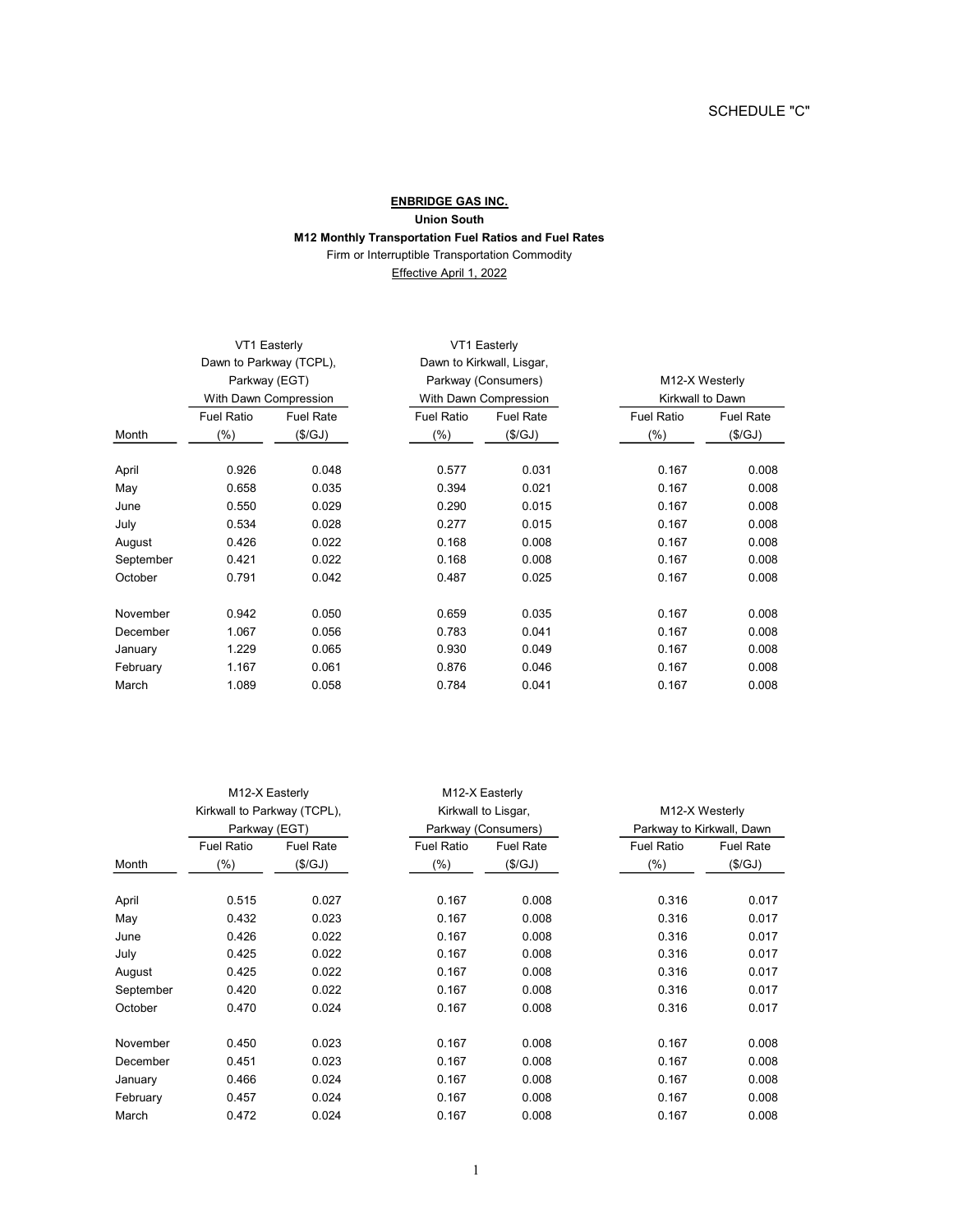SCHEDULE "C"

**ENBRIDGE GAS INC.**

**Union South**

**M12 Monthly Transportation Fuel Ratios and Fuel Rates**

Firm or Interruptible Transportation Commodity

Effective April 1, 2022

| | VT1 Easterly Dawn to Parkway (TCPL), Parkway (EGT) With Dawn Compression | | VT1 Easterly Dawn to Kirkwall, Lisgar, Parkway (Consumers) With Dawn Compression | | M12-X Westerly Kirkwall to Dawn | |
|---|---|---|---|---|---|---|
| Month | Fuel Ratio (%) | Fuel Rate ($/GJ) | Fuel Ratio (%) | Fuel Rate ($/GJ) | Fuel Ratio (%) | Fuel Rate ($/GJ) |
| April | 0.926 | 0.048 | 0.577 | 0.031 | 0.167 | 0.008 |
| May | 0.658 | 0.035 | 0.394 | 0.021 | 0.167 | 0.008 |
| June | 0.550 | 0.029 | 0.290 | 0.015 | 0.167 | 0.008 |
| July | 0.534 | 0.028 | 0.277 | 0.015 | 0.167 | 0.008 |
| August | 0.426 | 0.022 | 0.168 | 0.008 | 0.167 | 0.008 |
| September | 0.421 | 0.022 | 0.168 | 0.008 | 0.167 | 0.008 |
| October | 0.791 | 0.042 | 0.487 | 0.025 | 0.167 | 0.008 |
| November | 0.942 | 0.050 | 0.659 | 0.035 | 0.167 | 0.008 |
| December | 1.067 | 0.056 | 0.783 | 0.041 | 0.167 | 0.008 |
| January | 1.229 | 0.065 | 0.930 | 0.049 | 0.167 | 0.008 |
| February | 1.167 | 0.061 | 0.876 | 0.046 | 0.167 | 0.008 |
| March | 1.089 | 0.058 | 0.784 | 0.041 | 0.167 | 0.008 |

| | M12-X Easterly Kirkwall to Parkway (TCPL), Parkway (EGT) | | M12-X Easterly Kirkwall to Lisgar, Parkway (Consumers) | | M12-X Westerly Parkway to Kirkwall, Dawn | |
|---|---|---|---|---|---|---|
| Month | Fuel Ratio (%) | Fuel Rate ($/GJ) | Fuel Ratio (%) | Fuel Rate ($/GJ) | Fuel Ratio (%) | Fuel Rate ($/GJ) |
| April | 0.515 | 0.027 | 0.167 | 0.008 | 0.316 | 0.017 |
| May | 0.432 | 0.023 | 0.167 | 0.008 | 0.316 | 0.017 |
| June | 0.426 | 0.022 | 0.167 | 0.008 | 0.316 | 0.017 |
| July | 0.425 | 0.022 | 0.167 | 0.008 | 0.316 | 0.017 |
| August | 0.425 | 0.022 | 0.167 | 0.008 | 0.316 | 0.017 |
| September | 0.420 | 0.022 | 0.167 | 0.008 | 0.316 | 0.017 |
| October | 0.470 | 0.024 | 0.167 | 0.008 | 0.316 | 0.017 |
| November | 0.450 | 0.023 | 0.167 | 0.008 | 0.167 | 0.008 |
| December | 0.451 | 0.023 | 0.167 | 0.008 | 0.167 | 0.008 |
| January | 0.466 | 0.024 | 0.167 | 0.008 | 0.167 | 0.008 |
| February | 0.457 | 0.024 | 0.167 | 0.008 | 0.167 | 0.008 |
| March | 0.472 | 0.024 | 0.167 | 0.008 | 0.167 | 0.008 |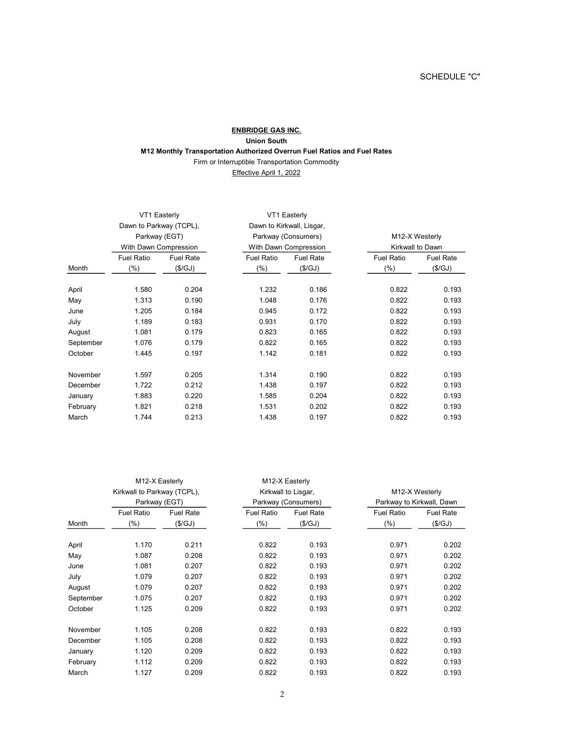SCHEDULE "C"

**ENBRIDGE GAS INC.**

**Union South**

**M12 Monthly Transportation Authorized Overrun Fuel Ratios and Fuel Rates**

Firm or Interruptible Transportation Commodity

Effective April 1, 2022

| | VT1 Easterly Dawn to Parkway (TCPL), Parkway (EGT) With Dawn Compression | | VT1 Easterly Dawn to Kirkwall, Lisgar, Parkway (Consumers) With Dawn Compression | | M12-X Westerly Kirkwall to Dawn | |
|---|---|---|---|---|---|---|
| Month | Fuel Ratio (%) | Fuel Rate ($/GJ) | Fuel Ratio (%) | Fuel Rate ($/GJ) | Fuel Ratio (%) | Fuel Rate ($/GJ) |
| April | 1.580 | 0.204 | 1.232 | 0.186 | 0.822 | 0.193 |
| May | 1.313 | 0.190 | 1.048 | 0.176 | 0.822 | 0.193 |
| June | 1.205 | 0.184 | 0.945 | 0.172 | 0.822 | 0.193 |
| July | 1.189 | 0.183 | 0.931 | 0.170 | 0.822 | 0.193 |
| August | 1.081 | 0.179 | 0.823 | 0.165 | 0.822 | 0.193 |
| September | 1.076 | 0.179 | 0.822 | 0.165 | 0.822 | 0.193 |
| October | 1.445 | 0.197 | 1.142 | 0.181 | 0.822 | 0.193 |
| November | 1.597 | 0.205 | 1.314 | 0.190 | 0.822 | 0.193 |
| December | 1.722 | 0.212 | 1.438 | 0.197 | 0.822 | 0.193 |
| January | 1.883 | 0.220 | 1.585 | 0.204 | 0.822 | 0.193 |
| February | 1.821 | 0.218 | 1.531 | 0.202 | 0.822 | 0.193 |
| March | 1.744 | 0.213 | 1.438 | 0.197 | 0.822 | 0.193 |

| | M12-X Easterly Kirkwall to Parkway (TCPL), Parkway (EGT) | | M12-X Easterly Kirkwall to Lisgar, Parkway (Consumers) | | M12-X Westerly Parkway to Kirkwall, Dawn | |
|---|---|---|---|---|---|---|
| Month | Fuel Ratio (%) | Fuel Rate ($/GJ) | Fuel Ratio (%) | Fuel Rate ($/GJ) | Fuel Ratio (%) | Fuel Rate ($/GJ) |
| April | 1.170 | 0.211 | 0.822 | 0.193 | 0.971 | 0.202 |
| May | 1.087 | 0.208 | 0.822 | 0.193 | 0.971 | 0.202 |
| June | 1.081 | 0.207 | 0.822 | 0.193 | 0.971 | 0.202 |
| July | 1.079 | 0.207 | 0.822 | 0.193 | 0.971 | 0.202 |
| August | 1.079 | 0.207 | 0.822 | 0.193 | 0.971 | 0.202 |
| September | 1.075 | 0.207 | 0.822 | 0.193 | 0.971 | 0.202 |
| October | 1.125 | 0.209 | 0.822 | 0.193 | 0.971 | 0.202 |
| November | 1.105 | 0.208 | 0.822 | 0.193 | 0.822 | 0.193 |
| December | 1.105 | 0.208 | 0.822 | 0.193 | 0.822 | 0.193 |
| January | 1.120 | 0.209 | 0.822 | 0.193 | 0.822 | 0.193 |
| February | 1.112 | 0.209 | 0.822 | 0.193 | 0.822 | 0.193 |
| March | 1.127 | 0.209 | 0.822 | 0.193 | 0.822 | 0.193 |